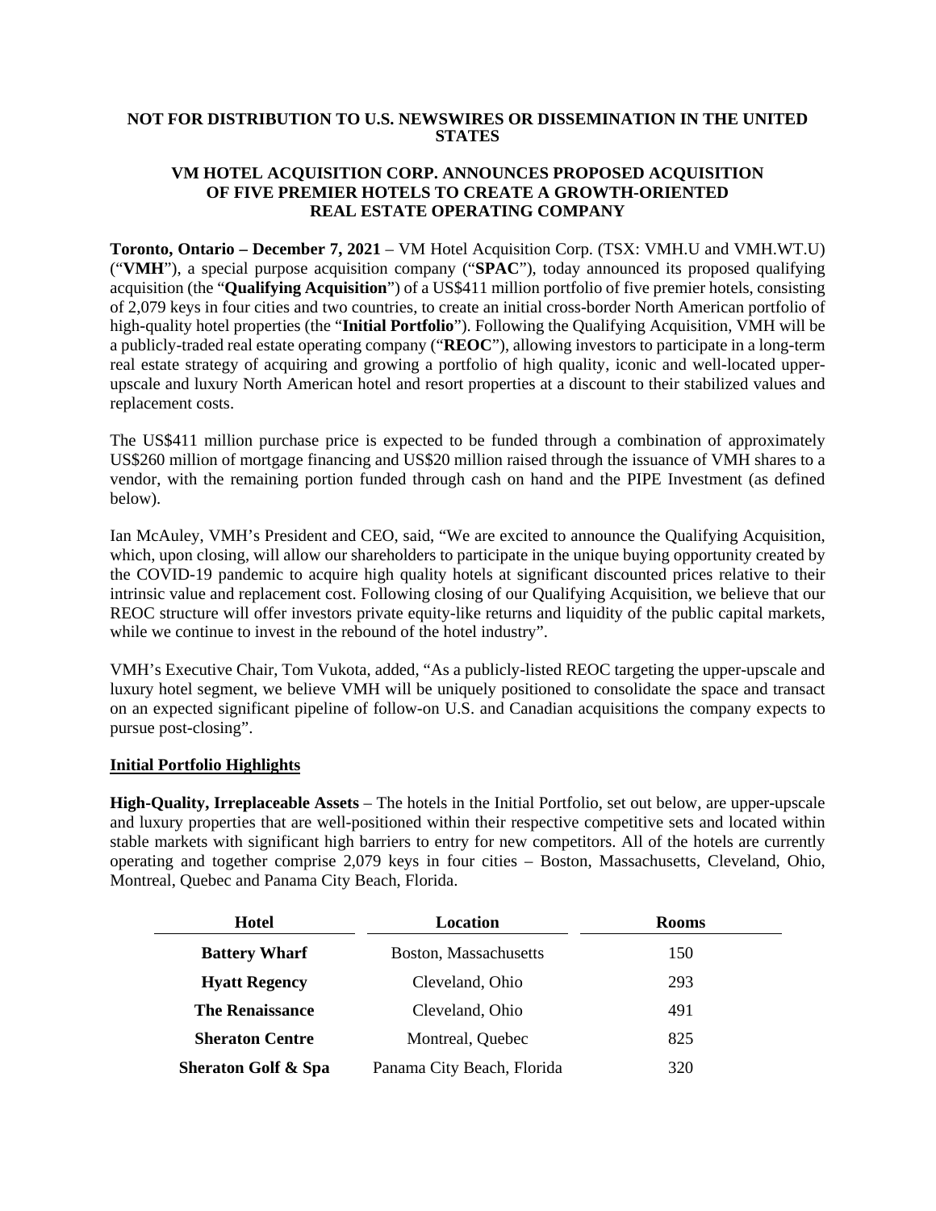**NOT FOR DISTRIBUTION TO U.S. NEWSWIRES OR DISSEMINATION IN THE UNITED STATES**

# VM HOTEL ACQUISITION CORP. ANNOUNCES PROPOSED ACQUISITION OF FIVE PREMIER HOTELS TO CREATE A GROWTH-ORIENTED REAL ESTATE OPERATING COMPANY

**Toronto, Ontario – December 7, 2021** – VM Hotel Acquisition Corp. (TSX: VMH.U and VMH.WT.U) ("**VMH**"), a special purpose acquisition company ("**SPAC**"), today announced its proposed qualifying acquisition (the "**Qualifying Acquisition**") of a US$411 million portfolio of five premier hotels, consisting of 2,079 keys in four cities and two countries, to create an initial cross-border North American portfolio of high-quality hotel properties (the "**Initial Portfolio**"). Following the Qualifying Acquisition, VMH will be a publicly-traded real estate operating company ("**REOC**"), allowing investors to participate in a long-term real estate strategy of acquiring and growing a portfolio of high quality, iconic and well-located upper-upscale and luxury North American hotel and resort properties at a discount to their stabilized values and replacement costs.

The US$411 million purchase price is expected to be funded through a combination of approximately US$260 million of mortgage financing and US$20 million raised through the issuance of VMH shares to a vendor, with the remaining portion funded through cash on hand and the PIPE Investment (as defined below).

Ian McAuley, VMH's President and CEO, said, "We are excited to announce the Qualifying Acquisition, which, upon closing, will allow our shareholders to participate in the unique buying opportunity created by the COVID-19 pandemic to acquire high quality hotels at significant discounted prices relative to their intrinsic value and replacement cost. Following closing of our Qualifying Acquisition, we believe that our REOC structure will offer investors private equity-like returns and liquidity of the public capital markets, while we continue to invest in the rebound of the hotel industry".

VMH's Executive Chair, Tom Vukota, added, "As a publicly-listed REOC targeting the upper-upscale and luxury hotel segment, we believe VMH will be uniquely positioned to consolidate the space and transact on an expected significant pipeline of follow-on U.S. and Canadian acquisitions the company expects to pursue post-closing".

## Initial Portfolio Highlights

**High-Quality, Irreplaceable Assets** – The hotels in the Initial Portfolio, set out below, are upper-upscale and luxury properties that are well-positioned within their respective competitive sets and located within stable markets with significant high barriers to entry for new competitors. All of the hotels are currently operating and together comprise 2,079 keys in four cities – Boston, Massachusetts, Cleveland, Ohio, Montreal, Quebec and Panama City Beach, Florida.

| Hotel | Location | Rooms |
|---|---|---|
| **Battery Wharf** | Boston, Massachusetts | 150 |
| **Hyatt Regency** | Cleveland, Ohio | 293 |
| **The Renaissance** | Cleveland, Ohio | 491 |
| **Sheraton Centre** | Montreal, Quebec | 825 |
| **Sheraton Golf & Spa** | Panama City Beach, Florida | 320 |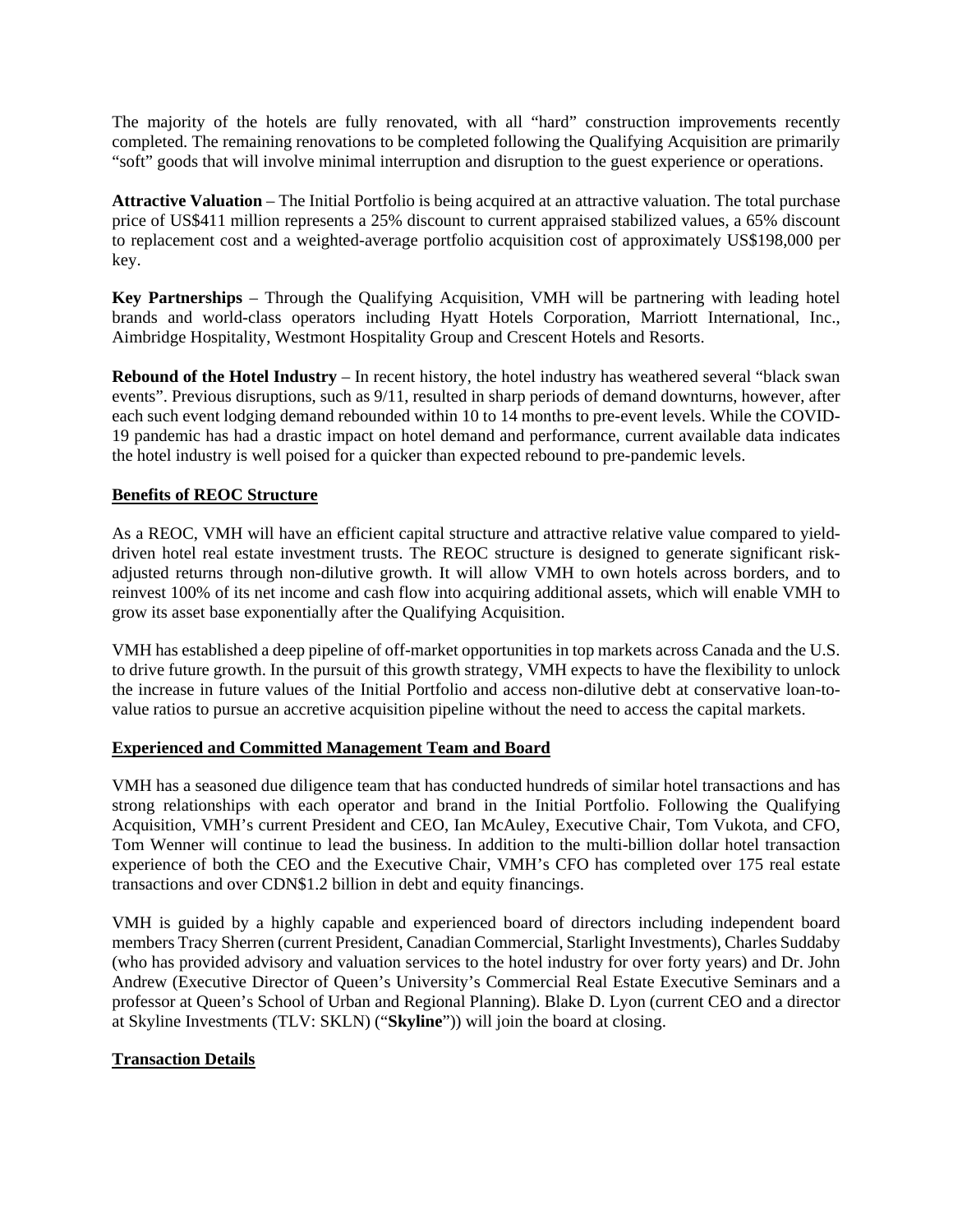The majority of the hotels are fully renovated, with all "hard" construction improvements recently completed. The remaining renovations to be completed following the Qualifying Acquisition are primarily "soft" goods that will involve minimal interruption and disruption to the guest experience or operations.

**Attractive Valuation** – The Initial Portfolio is being acquired at an attractive valuation. The total purchase price of US$411 million represents a 25% discount to current appraised stabilized values, a 65% discount to replacement cost and a weighted-average portfolio acquisition cost of approximately US$198,000 per key.

**Key Partnerships** – Through the Qualifying Acquisition, VMH will be partnering with leading hotel brands and world-class operators including Hyatt Hotels Corporation, Marriott International, Inc., Aimbridge Hospitality, Westmont Hospitality Group and Crescent Hotels and Resorts.

**Rebound of the Hotel Industry** – In recent history, the hotel industry has weathered several "black swan events". Previous disruptions, such as 9/11, resulted in sharp periods of demand downturns, however, after each such event lodging demand rebounded within 10 to 14 months to pre-event levels. While the COVID-19 pandemic has had a drastic impact on hotel demand and performance, current available data indicates the hotel industry is well poised for a quicker than expected rebound to pre-pandemic levels.

## <u>Benefits of REOC Structure</u>

As a REOC, VMH will have an efficient capital structure and attractive relative value compared to yield-driven hotel real estate investment trusts. The REOC structure is designed to generate significant risk-adjusted returns through non-dilutive growth. It will allow VMH to own hotels across borders, and to reinvest 100% of its net income and cash flow into acquiring additional assets, which will enable VMH to grow its asset base exponentially after the Qualifying Acquisition.

VMH has established a deep pipeline of off-market opportunities in top markets across Canada and the U.S. to drive future growth. In the pursuit of this growth strategy, VMH expects to have the flexibility to unlock the increase in future values of the Initial Portfolio and access non-dilutive debt at conservative loan-to-value ratios to pursue an accretive acquisition pipeline without the need to access the capital markets.

## <u>Experienced and Committed Management Team and Board</u>

VMH has a seasoned due diligence team that has conducted hundreds of similar hotel transactions and has strong relationships with each operator and brand in the Initial Portfolio. Following the Qualifying Acquisition, VMH's current President and CEO, Ian McAuley, Executive Chair, Tom Vukota, and CFO, Tom Wenner will continue to lead the business. In addition to the multi-billion dollar hotel transaction experience of both the CEO and the Executive Chair, VMH's CFO has completed over 175 real estate transactions and over CDN$1.2 billion in debt and equity financings.

VMH is guided by a highly capable and experienced board of directors including independent board members Tracy Sherren (current President, Canadian Commercial, Starlight Investments), Charles Suddaby (who has provided advisory and valuation services to the hotel industry for over forty years) and Dr. John Andrew (Executive Director of Queen's University's Commercial Real Estate Executive Seminars and a professor at Queen's School of Urban and Regional Planning). Blake D. Lyon (current CEO and a director at Skyline Investments (TLV: SKLN) ("**Skyline**")) will join the board at closing.

## <u>Transaction Details</u>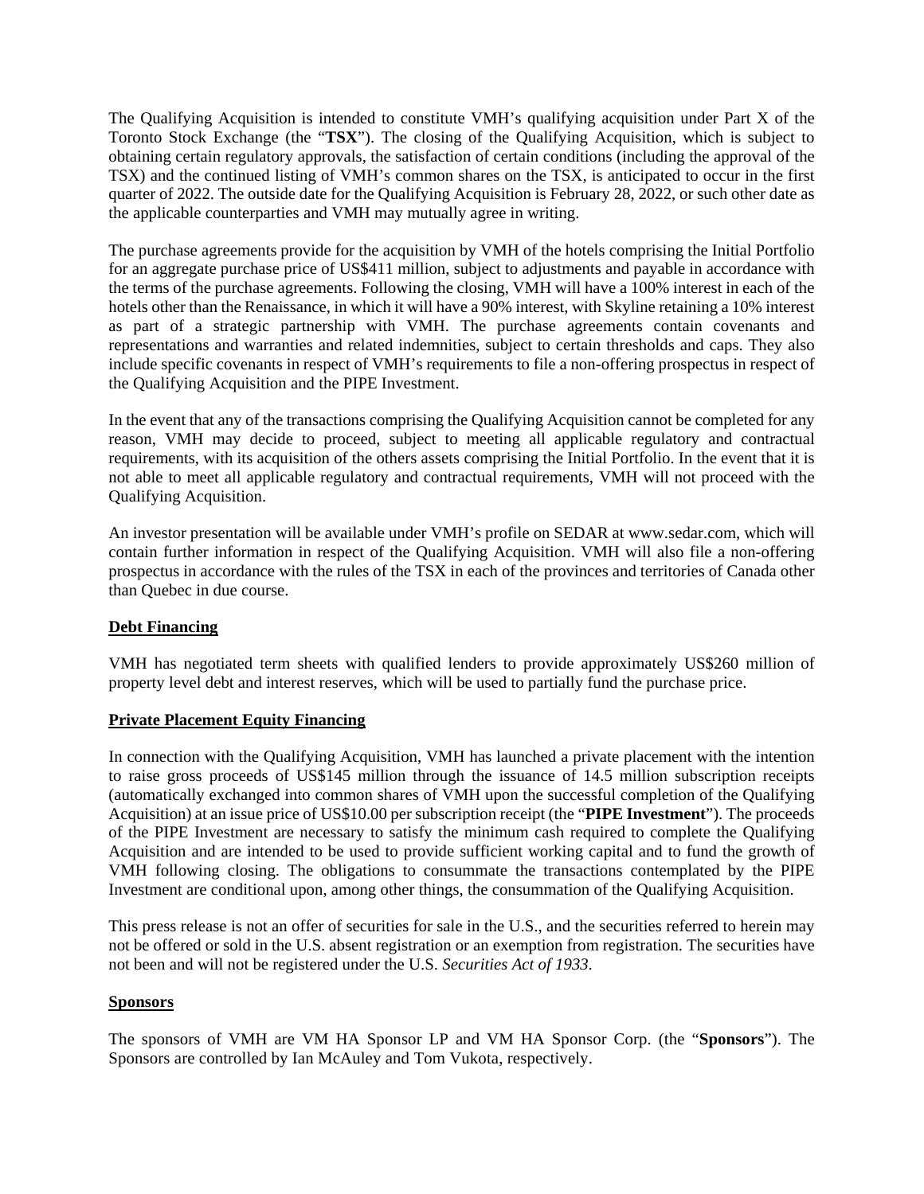The Qualifying Acquisition is intended to constitute VMH's qualifying acquisition under Part X of the Toronto Stock Exchange (the "**TSX**"). The closing of the Qualifying Acquisition, which is subject to obtaining certain regulatory approvals, the satisfaction of certain conditions (including the approval of the TSX) and the continued listing of VMH's common shares on the TSX, is anticipated to occur in the first quarter of 2022. The outside date for the Qualifying Acquisition is February 28, 2022, or such other date as the applicable counterparties and VMH may mutually agree in writing.

The purchase agreements provide for the acquisition by VMH of the hotels comprising the Initial Portfolio for an aggregate purchase price of US$411 million, subject to adjustments and payable in accordance with the terms of the purchase agreements. Following the closing, VMH will have a 100% interest in each of the hotels other than the Renaissance, in which it will have a 90% interest, with Skyline retaining a 10% interest as part of a strategic partnership with VMH. The purchase agreements contain covenants and representations and warranties and related indemnities, subject to certain thresholds and caps. They also include specific covenants in respect of VMH's requirements to file a non-offering prospectus in respect of the Qualifying Acquisition and the PIPE Investment.

In the event that any of the transactions comprising the Qualifying Acquisition cannot be completed for any reason, VMH may decide to proceed, subject to meeting all applicable regulatory and contractual requirements, with its acquisition of the others assets comprising the Initial Portfolio. In the event that it is not able to meet all applicable regulatory and contractual requirements, VMH will not proceed with the Qualifying Acquisition.

An investor presentation will be available under VMH's profile on SEDAR at www.sedar.com, which will contain further information in respect of the Qualifying Acquisition. VMH will also file a non-offering prospectus in accordance with the rules of the TSX in each of the provinces and territories of Canada other than Quebec in due course.

## Debt Financing

VMH has negotiated term sheets with qualified lenders to provide approximately US$260 million of property level debt and interest reserves, which will be used to partially fund the purchase price.

## Private Placement Equity Financing

In connection with the Qualifying Acquisition, VMH has launched a private placement with the intention to raise gross proceeds of US$145 million through the issuance of 14.5 million subscription receipts (automatically exchanged into common shares of VMH upon the successful completion of the Qualifying Acquisition) at an issue price of US$10.00 per subscription receipt (the "**PIPE Investment**"). The proceeds of the PIPE Investment are necessary to satisfy the minimum cash required to complete the Qualifying Acquisition and are intended to be used to provide sufficient working capital and to fund the growth of VMH following closing. The obligations to consummate the transactions contemplated by the PIPE Investment are conditional upon, among other things, the consummation of the Qualifying Acquisition.

This press release is not an offer of securities for sale in the U.S., and the securities referred to herein may not be offered or sold in the U.S. absent registration or an exemption from registration. The securities have not been and will not be registered under the U.S. *Securities Act of 1933*.

## Sponsors

The sponsors of VMH are VM HA Sponsor LP and VM HA Sponsor Corp. (the "**Sponsors**"). The Sponsors are controlled by Ian McAuley and Tom Vukota, respectively.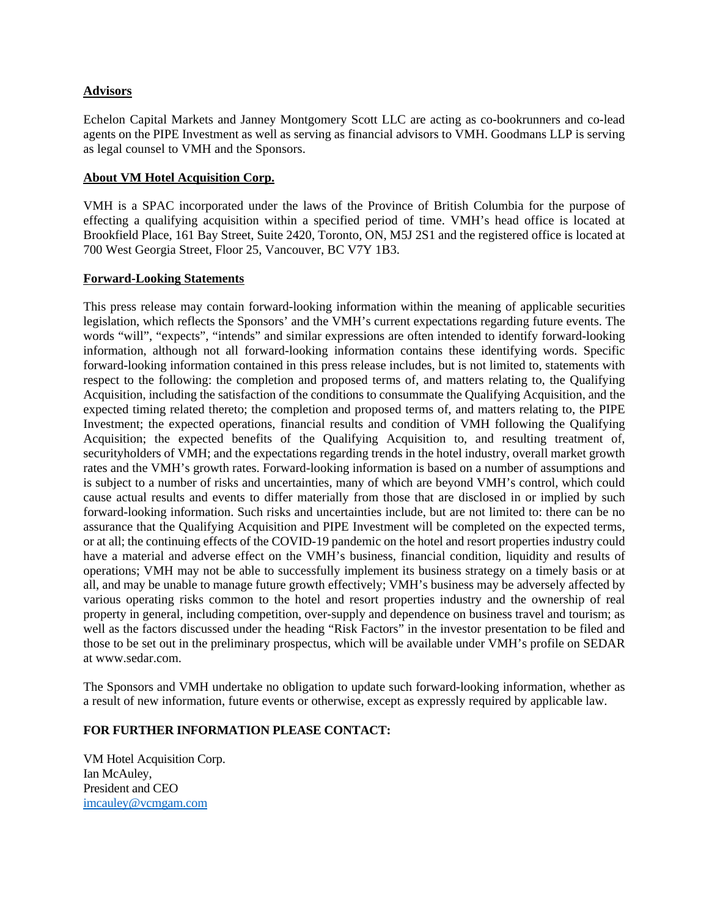**Advisors**

Echelon Capital Markets and Janney Montgomery Scott LLC are acting as co-bookrunners and co-lead agents on the PIPE Investment as well as serving as financial advisors to VMH. Goodmans LLP is serving as legal counsel to VMH and the Sponsors.

**About VM Hotel Acquisition Corp.**

VMH is a SPAC incorporated under the laws of the Province of British Columbia for the purpose of effecting a qualifying acquisition within a specified period of time. VMH's head office is located at Brookfield Place, 161 Bay Street, Suite 2420, Toronto, ON, M5J 2S1 and the registered office is located at 700 West Georgia Street, Floor 25, Vancouver, BC V7Y 1B3.

**Forward-Looking Statements**

This press release may contain forward-looking information within the meaning of applicable securities legislation, which reflects the Sponsors' and the VMH's current expectations regarding future events. The words "will", "expects", "intends" and similar expressions are often intended to identify forward-looking information, although not all forward-looking information contains these identifying words. Specific forward-looking information contained in this press release includes, but is not limited to, statements with respect to the following: the completion and proposed terms of, and matters relating to, the Qualifying Acquisition, including the satisfaction of the conditions to consummate the Qualifying Acquisition, and the expected timing related thereto; the completion and proposed terms of, and matters relating to, the PIPE Investment; the expected operations, financial results and condition of VMH following the Qualifying Acquisition; the expected benefits of the Qualifying Acquisition to, and resulting treatment of, securityholders of VMH; and the expectations regarding trends in the hotel industry, overall market growth rates and the VMH's growth rates. Forward-looking information is based on a number of assumptions and is subject to a number of risks and uncertainties, many of which are beyond VMH's control, which could cause actual results and events to differ materially from those that are disclosed in or implied by such forward-looking information. Such risks and uncertainties include, but are not limited to: there can be no assurance that the Qualifying Acquisition and PIPE Investment will be completed on the expected terms, or at all; the continuing effects of the COVID-19 pandemic on the hotel and resort properties industry could have a material and adverse effect on the VMH's business, financial condition, liquidity and results of operations; VMH may not be able to successfully implement its business strategy on a timely basis or at all, and may be unable to manage future growth effectively; VMH's business may be adversely affected by various operating risks common to the hotel and resort properties industry and the ownership of real property in general, including competition, over-supply and dependence on business travel and tourism; as well as the factors discussed under the heading "Risk Factors" in the investor presentation to be filed and those to be set out in the preliminary prospectus, which will be available under VMH's profile on SEDAR at www.sedar.com.

The Sponsors and VMH undertake no obligation to update such forward-looking information, whether as a result of new information, future events or otherwise, except as expressly required by applicable law.

**FOR FURTHER INFORMATION PLEASE CONTACT:**

VM Hotel Acquisition Corp.  
Ian McAuley,  
President and CEO  
imcauley@vcmgam.com